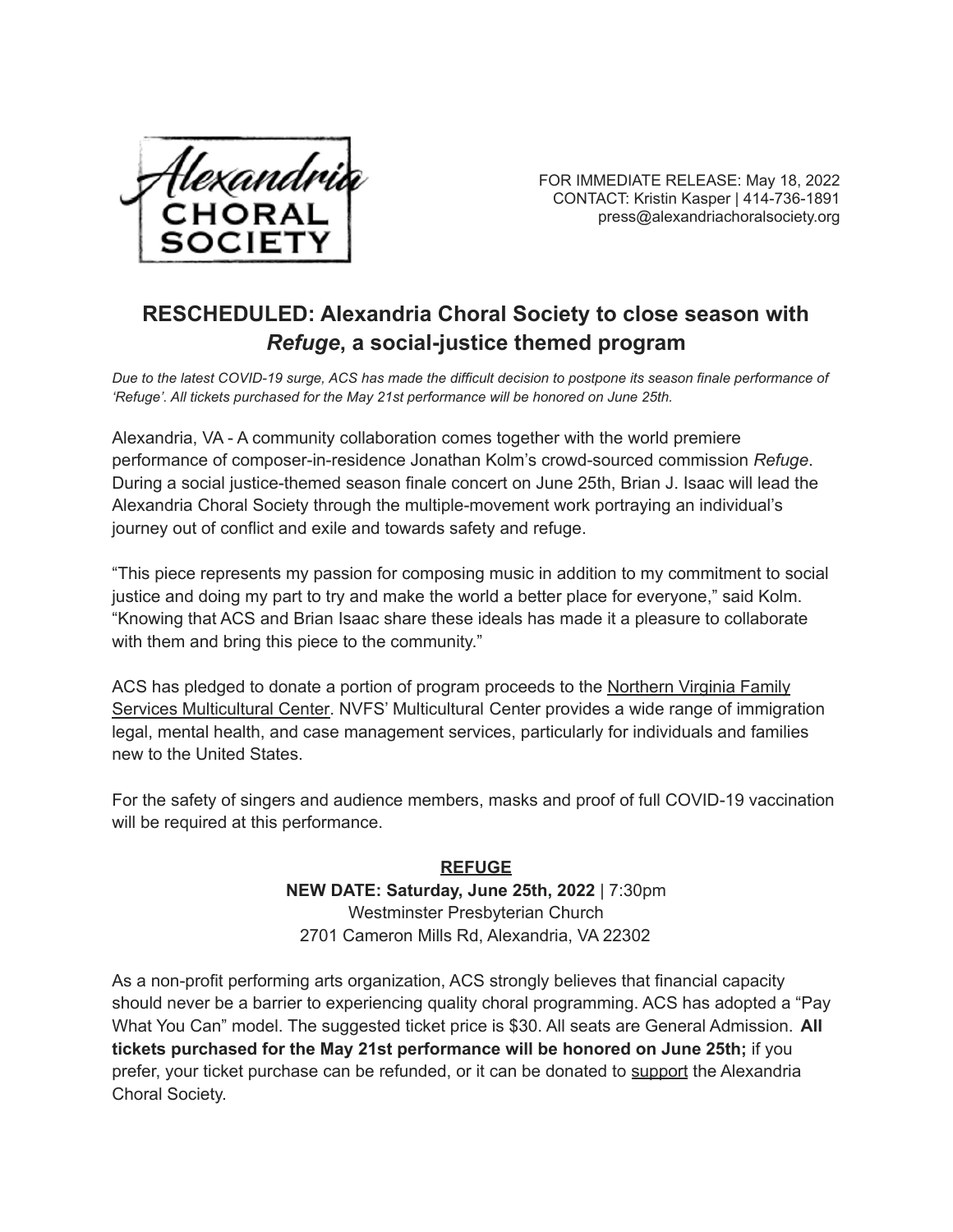Alexandria CHORAL SOCIETY

FOR IMMEDIATE RELEASE: May 18, 2022
CONTACT: Kristin Kasper | 414-736-1891
press@alexandriachoralsociety.org

# RESCHEDULED: Alexandria Choral Society to close season with *Refuge*, a social-justice themed program

*Due to the latest COVID-19 surge, ACS has made the difficult decision to postpone its season finale performance of 'Refuge'. All tickets purchased for the May 21st performance will be honored on June 25th.*

Alexandria, VA - A community collaboration comes together with the world premiere performance of composer-in-residence Jonathan Kolm's crowd-sourced commission *Refuge*. During a social justice-themed season finale concert on June 25th, Brian J. Isaac will lead the Alexandria Choral Society through the multiple-movement work portraying an individual's journey out of conflict and exile and towards safety and refuge.

"This piece represents my passion for composing music in addition to my commitment to social justice and doing my part to try and make the world a better place for everyone," said Kolm. "Knowing that ACS and Brian Isaac share these ideals has made it a pleasure to collaborate with them and bring this piece to the community."

ACS has pledged to donate a portion of program proceeds to the Northern Virginia Family Services Multicultural Center. NVFS' Multicultural Center provides a wide range of immigration legal, mental health, and case management services, particularly for individuals and families new to the United States.

For the safety of singers and audience members, masks and proof of full COVID-19 vaccination will be required at this performance.

**REFUGE**
**NEW DATE: Saturday, June 25th, 2022** | 7:30pm
Westminster Presbyterian Church
2701 Cameron Mills Rd, Alexandria, VA 22302

As a non-profit performing arts organization, ACS strongly believes that financial capacity should never be a barrier to experiencing quality choral programming. ACS has adopted a "Pay What You Can" model. The suggested ticket price is $30. All seats are General Admission. **All tickets purchased for the May 21st performance will be honored on June 25th;** if you prefer, your ticket purchase can be refunded, or it can be donated to support the Alexandria Choral Society.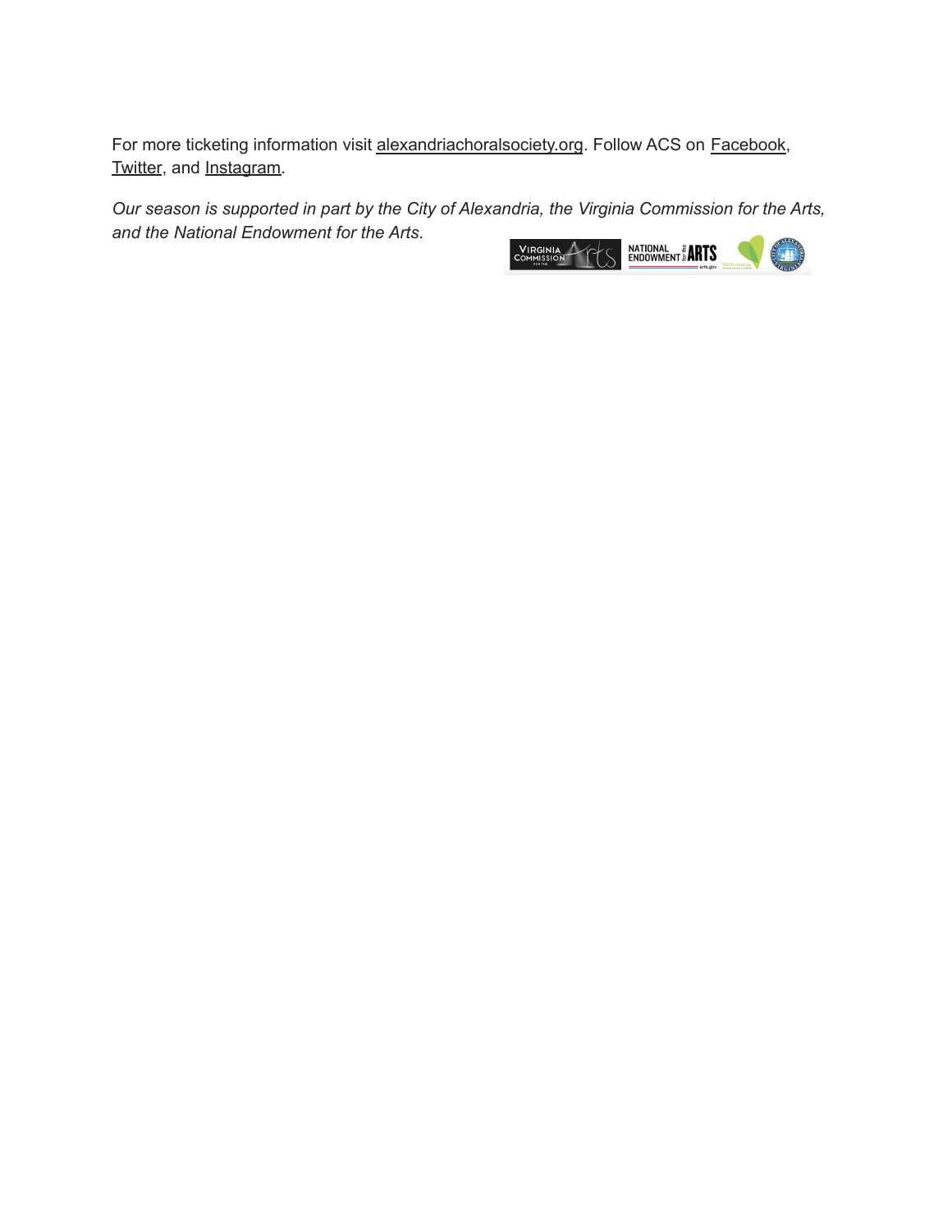For more ticketing information visit alexandriachoralsociety.org. Follow ACS on Facebook, Twitter, and Instagram.

*Our season is supported in part by the City of Alexandria, the Virginia Commission for the Arts, and the National Endowment for the Arts.*